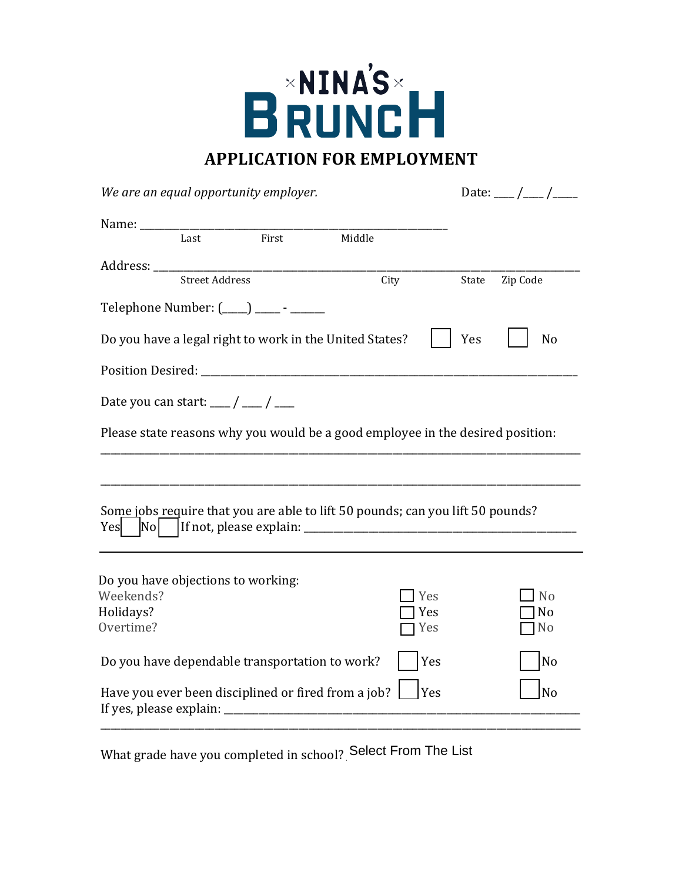# NINA'S BRUNCH

## APPLICATION FOR EMPLOYMENT

*We are an equal opportunity employer.* Date: ___ /___ /____

Name: ______________________________________________________
Last First Middle

Address: ____________________________________________________________________
Street Address City State Zip Code

Telephone Number: (____) ____ - _____

Do you have a legal right to work in the United States? ☐ Yes ☐ No

Position Desired: ____________________________________________________________

Date you can start: ___ / ___ / ___

Please state reasons why you would be a good employee in the desired position:

______________________________________________________________________________

______________________________________________________________________________

Some jobs require that you are able to lift 50 pounds; can you lift 50 pounds?
Yes ☐ No ☐ If not, please explain: ____________________________________________

---

Do you have objections to working:

| | | |
|---|---|---|
| Weekends? | ☐ Yes | ☐ No |
| Holidays? | ☐ Yes | ☐ No |
| Overtime? | ☐ Yes | ☐ No |

Do you have dependable transportation to work? ☐ Yes ☐ No

Have you ever been disciplined or fired from a job? ☐ Yes ☐ No
If yes, please explain: _______________________________________________________

______________________________________________________________________________

What grade have you completed in school? Select From The List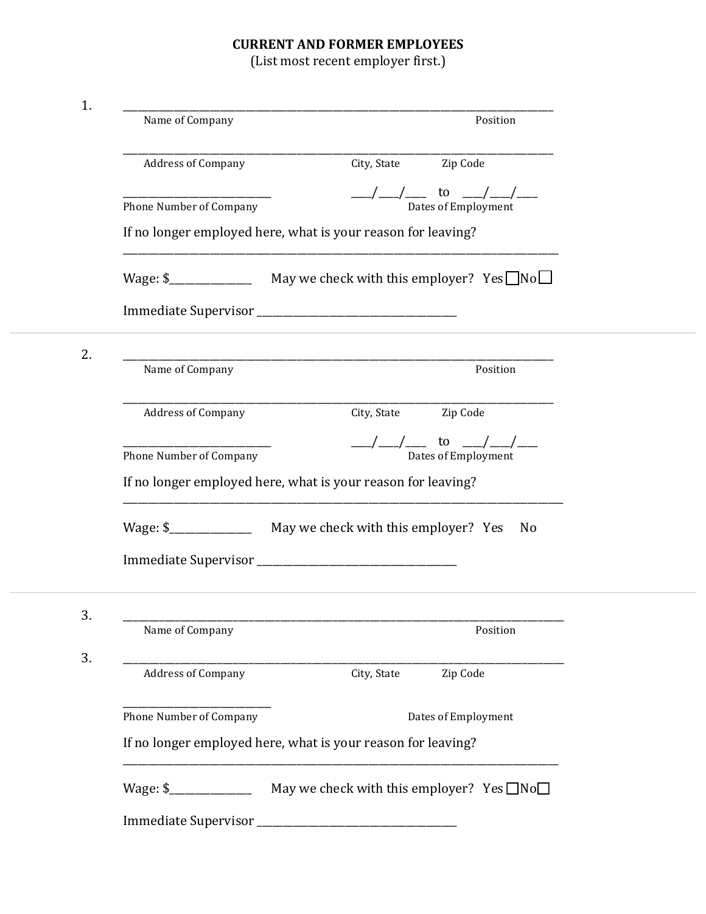**CURRENT AND FORMER EMPLOYEES**
(List most recent employer first.)

1. ______________________________________________________________________________
Name of Company                                        Position

______________________________________________________________________________
Address of Company                    City, State         Zip Code

____________________________          ___/___/___ to ___/___/___
Phone Number of Company                    Dates of Employment

If no longer employed here, what is your reason for leaving?
______________________________________________________________________________

Wage: $______________   May we check with this employer? Yes ☐ No ☐

Immediate Supervisor ____________________________________

---

2. ______________________________________________________________________________
Name of Company                                        Position

______________________________________________________________________________
Address of Company                    City, State         Zip Code

____________________________          ___/___/___ to ___/___/___
Phone Number of Company                    Dates of Employment

If no longer employed here, what is your reason for leaving?
______________________________________________________________________________

Wage: $______________   May we check with this employer? Yes   No

Immediate Supervisor ____________________________________

---

3. ______________________________________________________________________________
Name of Company                                        Position

3. ______________________________________________________________________________
Address of Company                    City, State         Zip Code

____________________________
Phone Number of Company                    Dates of Employment

If no longer employed here, what is your reason for leaving?
______________________________________________________________________________

Wage: $______________   May we check with this employer? Yes ☐ No ☐

Immediate Supervisor ____________________________________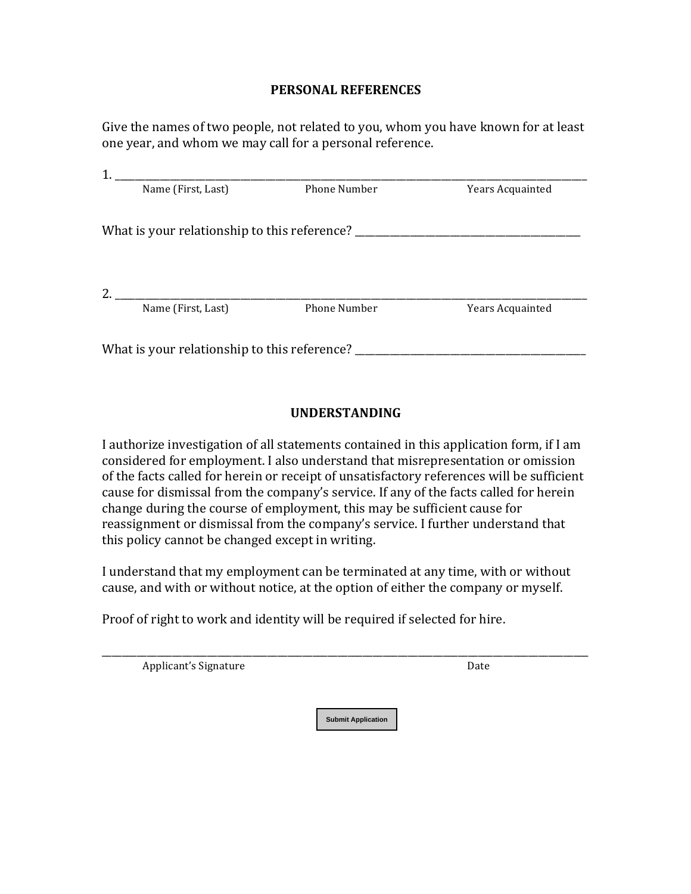## PERSONAL REFERENCES

Give the names of two people, not related to you, whom you have known for at least one year, and whom we may call for a personal reference.

1. ______________________________________________________________________________

Name (First, Last) Phone Number Years Acquainted

What is your relationship to this reference? ________________________________________

2. ______________________________________________________________________________

Name (First, Last) Phone Number Years Acquainted

What is your relationship to this reference? ________________________________________

## UNDERSTANDING

I authorize investigation of all statements contained in this application form, if I am considered for employment. I also understand that misrepresentation or omission of the facts called for herein or receipt of unsatisfactory references will be sufficient cause for dismissal from the company's service. If any of the facts called for herein change during the course of employment, this may be sufficient cause for reassignment or dismissal from the company's service. I further understand that this policy cannot be changed except in writing.

I understand that my employment can be terminated at any time, with or without cause, and with or without notice, at the option of either the company or myself.

Proof of right to work and identity will be required if selected for hire.

______________________________________________________________________________

Applicant's Signature Date

Submit Application